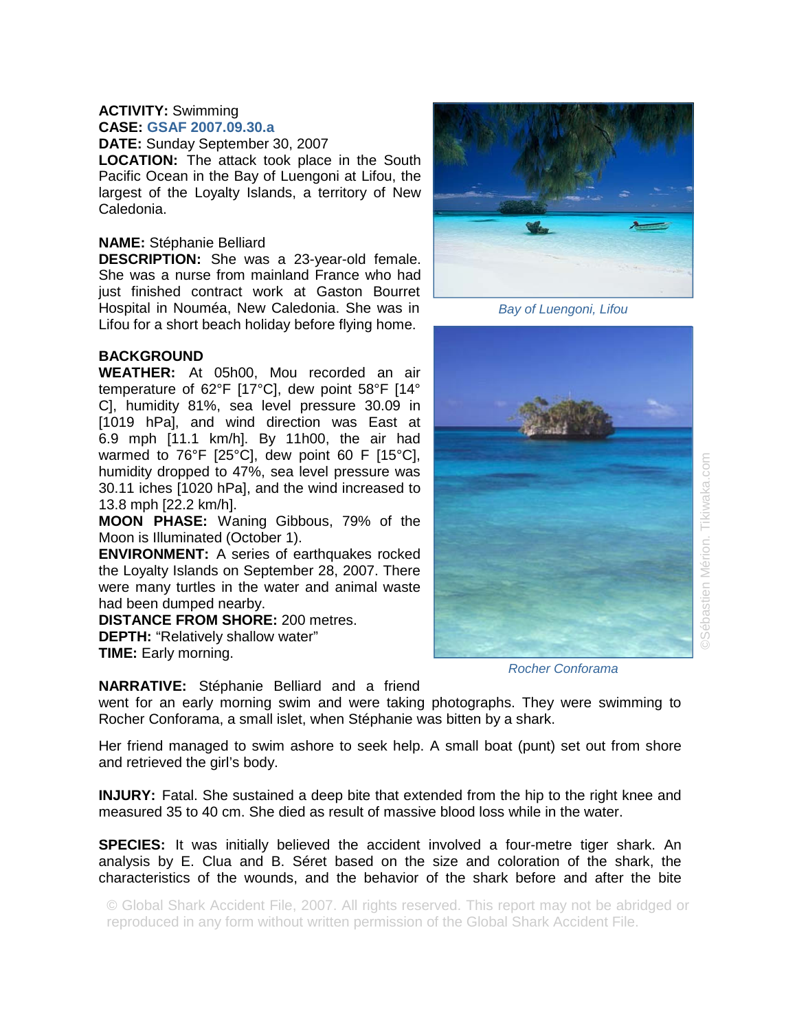**ACTIVITY:** Swimming
**CASE:** GSAF 2007.09.30.a
**DATE:** Sunday September 30, 2007
**LOCATION:** The attack took place in the South Pacific Ocean in the Bay of Luengoni at Lifou, the largest of the Loyalty Islands, a territory of New Caledonia.

**NAME:** Stéphanie Belliard
**DESCRIPTION:** She was a 23-year-old female. She was a nurse from mainland France who had just finished contract work at Gaston Bourret Hospital in Nouméa, New Caledonia. She was in Lifou for a short beach holiday before flying home.

*Bay of Luengoni, Lifou*

*Rocher Conforama*

©Sébastien Mérion. Tikiwaka.com

**BACKGROUND**
**WEATHER:** At 05h00, Mou recorded an air temperature of 62°F [17°C], dew point 58°F [14° C], humidity 81%, sea level pressure 30.09 in [1019 hPa], and wind direction was East at 6.9 mph [11.1 km/h]. By 11h00, the air had warmed to 76°F [25°C], dew point 60 F [15°C], humidity dropped to 47%, sea level pressure was 30.11 iches [1020 hPa], and the wind increased to 13.8 mph [22.2 km/h].
**MOON PHASE:** Waning Gibbous, 79% of the Moon is Illuminated (October 1).
**ENVIRONMENT:** A series of earthquakes rocked the Loyalty Islands on September 28, 2007. There were many turtles in the water and animal waste had been dumped nearby.
**DISTANCE FROM SHORE:** 200 metres.
**DEPTH:** "Relatively shallow water"
**TIME:** Early morning.

**NARRATIVE:** Stéphanie Belliard and a friend went for an early morning swim and were taking photographs. They were swimming to Rocher Conforama, a small islet, when Stéphanie was bitten by a shark.

Her friend managed to swim ashore to seek help. A small boat (punt) set out from shore and retrieved the girl's body.

**INJURY:** Fatal. She sustained a deep bite that extended from the hip to the right knee and measured 35 to 40 cm. She died as result of massive blood loss while in the water.

**SPECIES:** It was initially believed the accident involved a four-metre tiger shark. An analysis by E. Clua and B. Séret based on the size and coloration of the shark, the characteristics of the wounds, and the behavior of the shark before and after the bite

© Global Shark Accident File, 2007. All rights reserved. This report may not be abridged or reproduced in any form without written permission of the Global Shark Accident File.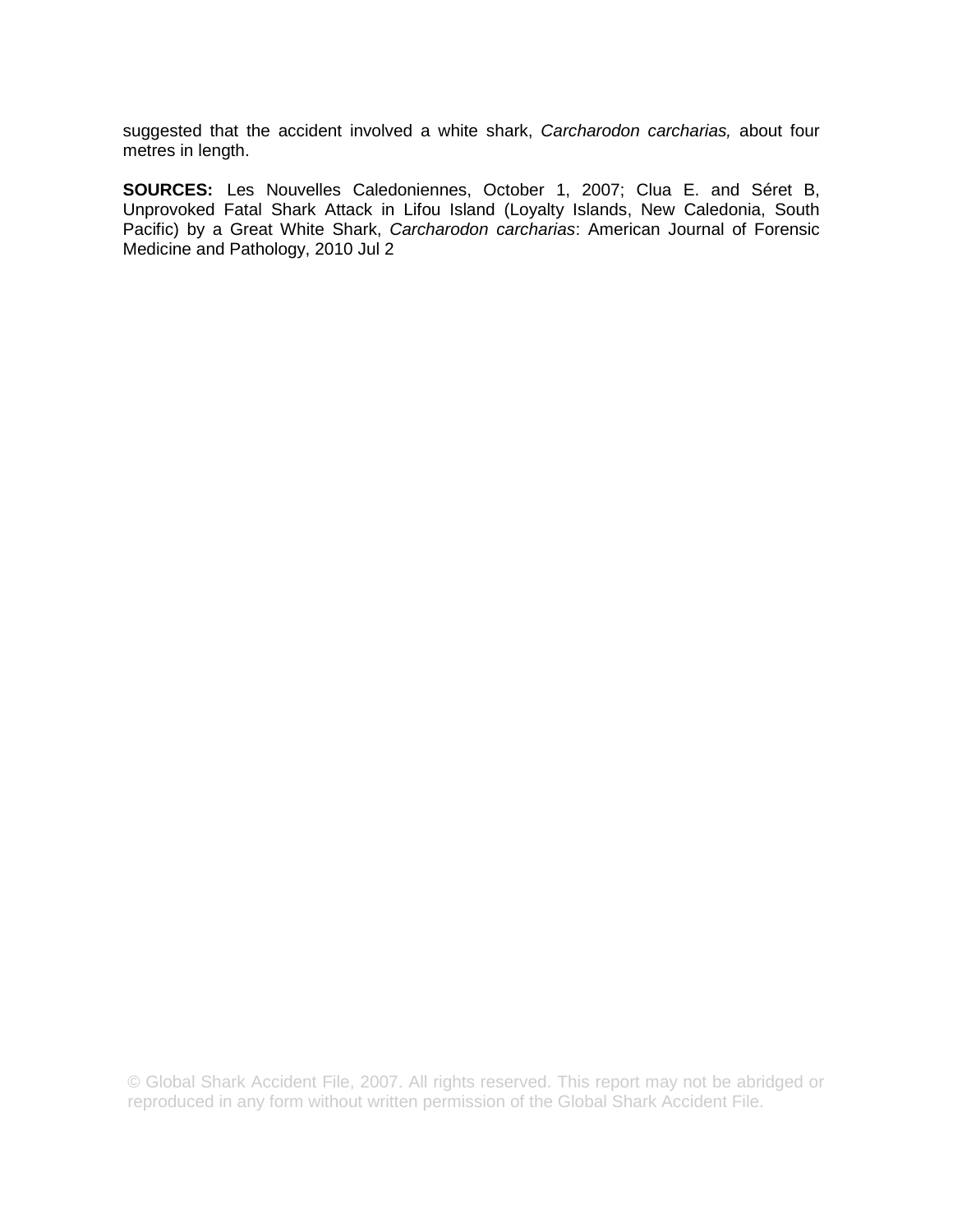suggested that the accident involved a white shark, *Carcharodon carcharias,* about four metres in length.

**SOURCES:** Les Nouvelles Caledoniennes, October 1, 2007; Clua E. and Séret B, Unprovoked Fatal Shark Attack in Lifou Island (Loyalty Islands, New Caledonia, South Pacific) by a Great White Shark, *Carcharodon carcharias*: American Journal of Forensic Medicine and Pathology, 2010 Jul 2

© Global Shark Accident File, 2007. All rights reserved. This report may not be abridged or reproduced in any form without written permission of the Global Shark Accident File.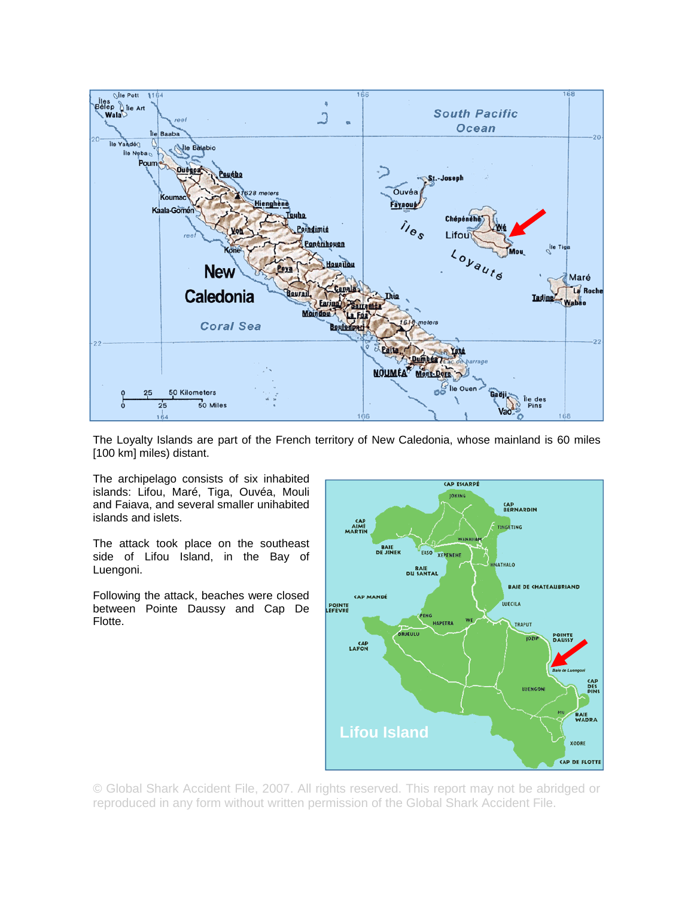The Loyalty Islands are part of the French territory of New Caledonia, whose mainland is 60 miles [100 km] miles) distant.

The archipelago consists of six inhabited islands: Lifou, Maré, Tiga, Ouvéa, Mouli and Faiava, and several smaller unihabited islands and islets.

The attack took place on the southeast side of Lifou Island, in the Bay of Luengoni.

Following the attack, beaches were closed between Pointe Daussy and Cap De Flotte.

© Global Shark Accident File, 2007. All rights reserved. This report may not be abridged or reproduced in any form without written permission of the Global Shark Accident File.